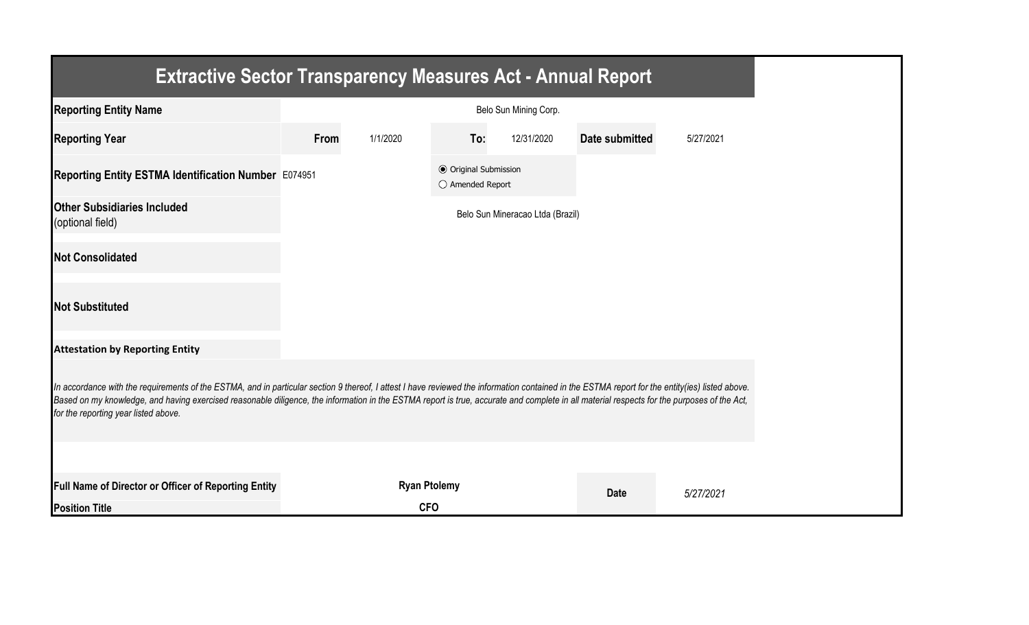# Extractive Sector Transparency Measures Act - Annual Report

| | | | | | | |
|---|---|---|---|---|---|---|
| **Reporting Entity Name** | Belo Sun Mining Corp. | | | | | |
| **Reporting Year** | **From** | 1/1/2020 | **To:** | 12/31/2020 | **Date submitted** | 5/27/2021 |
| **Reporting Entity ESTMA Identification Number** | E074951 | | ◉ Original Submission ○ Amended Report | | | |
| **Other Subsidiaries Included** (optional field) | Belo Sun Mineracao Ltda (Brazil) | | | | | |
| **Not Consolidated** | | | | | | |
| **Not Substituted** | | | | | | |

**Attestation by Reporting Entity**

*In accordance with the requirements of the ESTMA, and in particular section 9 thereof, I attest I have reviewed the information contained in the ESTMA report for the entity(ies) listed above. Based on my knowledge, and having exercised reasonable diligence, the information in the ESTMA report is true, accurate and complete in all material respects for the purposes of the Act, for the reporting year listed above.*

| | | | |
|---|---|---|---|
| **Full Name of Director or Officer of Reporting Entity** | **Ryan Ptolemy** | **Date** | *5/27/2021* |
| **Position Title** | **CFO** | | |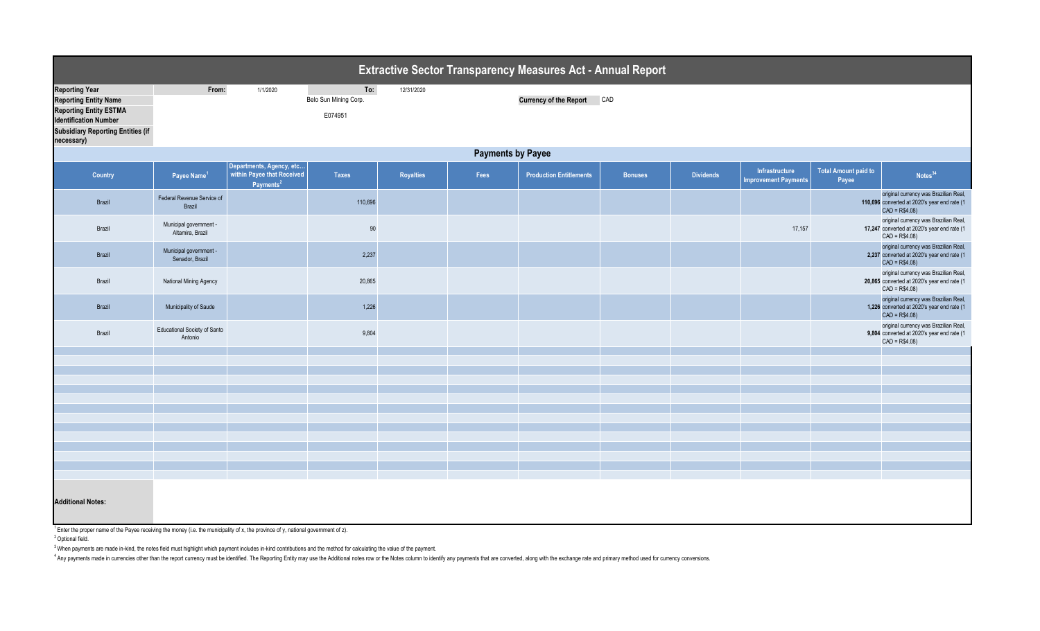# Extractive Sector Transparency Measures Act - Annual Report

| | | | | |
|---|---|---|---|---|
| **Reporting Year** | **From:** | 1/1/2020 | **To:** | 12/31/2020 |
| **Reporting Entity Name** | | Belo Sun Mining Corp. | | |
| **Reporting Entity ESTMA Identification Number** | | E074951 | | |
| **Subsidiary Reporting Entities (if necessary)** | | | | |

**Currency of the Report** CAD

## Payments by Payee

| Country | Payee Name[1] | Departments, Agency, etc... within Payee that Received Payments[2] | Taxes | Royalties | Fees | Production Entitlements | Bonuses | Dividends | Infrastructure Improvement Payments | Total Amount paid to Payee | Notes[34] |
|---|---|---|---|---|---|---|---|---|---|---|---|
| Brazil | Federal Revenue Service of Brazil | | 110,696 | | | | | | | 110,696 | original currency was Brazilian Real, converted at 2020's year end rate (1 CAD = R$4.08) |
| Brazil | Municipal government - Altamira, Brazil | | 90 | | | | | | 17,157 | 17,247 | original currency was Brazilian Real, converted at 2020's year end rate (1 CAD = R$4.08) |
| Brazil | Municipal government - Senador, Brazil | | 2,237 | | | | | | | 2,237 | original currency was Brazilian Real, converted at 2020's year end rate (1 CAD = R$4.08) |
| Brazil | National Mining Agency | | 20,865 | | | | | | | 20,865 | original currency was Brazilian Real, converted at 2020's year end rate (1 CAD = R$4.08) |
| Brazil | Municipality of Saude | | 1,226 | | | | | | | 1,226 | original currency was Brazilian Real, converted at 2020's year end rate (1 CAD = R$4.08) |
| Brazil | Educational Society of Santo Antonio | | 9,804 | | | | | | | 9,804 | original currency was Brazilian Real, converted at 2020's year end rate (1 CAD = R$4.08) |

**Additional Notes:**

[1] Enter the proper name of the Payee receiving the money (i.e. the municipality of x, the province of y, national government of z).

[2] Optional field.

[3] When payments are made in-kind, the notes field must highlight which payment includes in-kind contributions and the method for calculating the value of the payment.

[4] Any payments made in currencies other than the report currency must be identified. The Reporting Entity may use the Additional notes row or the Notes column to identify any payments that are converted, along with the exchange rate and primary method used for currency conversions.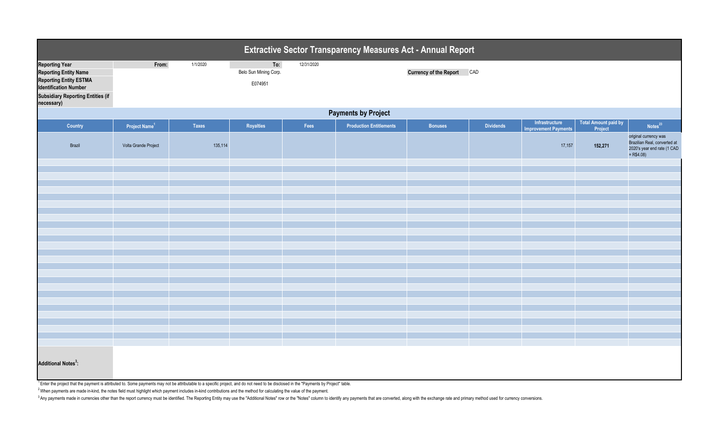# Extractive Sector Transparency Measures Act - Annual Report

| | | | | | |
|---|---|---|---|---|---|
| **Reporting Year** | **From:** | 1/1/2020 | **To:** | 12/31/2020 | |
| **Reporting Entity Name** | | | Belo Sun Mining Corp. | **Currency of the Report** | CAD |
| **Reporting Entity ESTMA Identification Number** | | | E074951 | | |
| **Subsidiary Reporting Entities (if necessary)** | | | | | |

## Payments by Project

| Country | Project Name[1] | Taxes | Royalties | Fees | Production Entitlements | Bonuses | Dividends | Infrastructure Improvement Payments | Total Amount paid by Project | Notes[23] |
|---|---|---|---|---|---|---|---|---|---|---|
| Brazil | Volta Grande Project | 135,114 | | | | | | 17,157 | **152,271** | original currency was Brazilian Real, converted at 2020's year end rate (1 CAD = R$4.08) |

**Additional Notes[3]:**

[1] Enter the project that the payment is attributed to. Some payments may not be attributable to a specific project, and do not need to be disclosed in the "Payments by Project" table.

[2] When payments are made in-kind, the notes field must highlight which payment includes in-kind contributions and the method for calculating the value of the payment.

[3] Any payments made in currencies other than the report currency must be identified. The Reporting Entity may use the "Additional Notes" row or the "Notes" column to identify any payments that are converted, along with the exchange rate and primary method used for currency conversions.